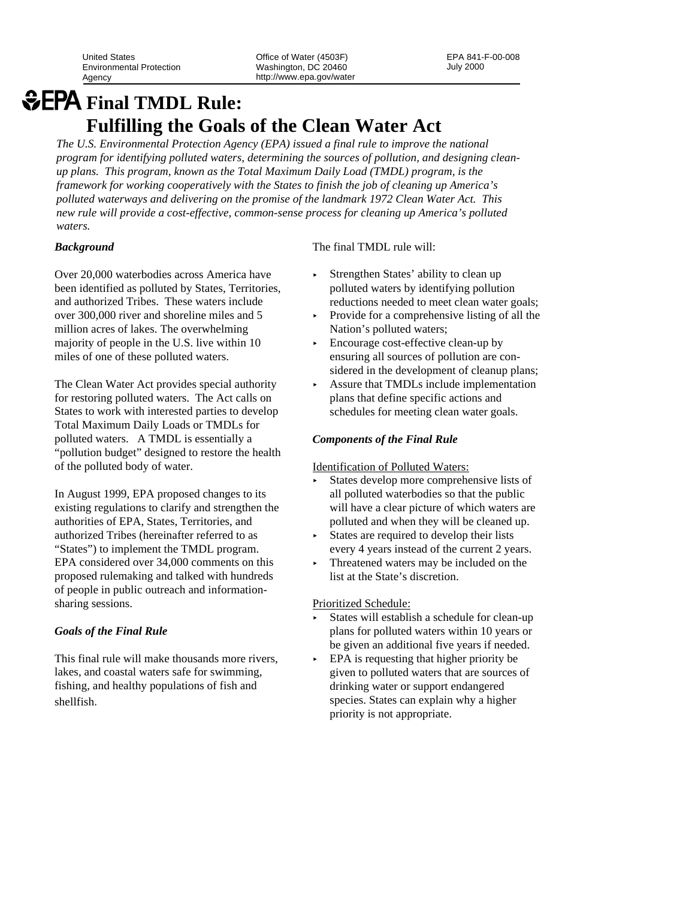United States Environmental Protection Agency

Office of Water (4503F)
Washington, DC 20460
http://www.epa.gov/water

EPA 841-F-00-008
July 2000

# EPA Final TMDL Rule: Fulfilling the Goals of the Clean Water Act

*The U.S. Environmental Protection Agency (EPA) issued a final rule to improve the national program for identifying polluted waters, determining the sources of pollution, and designing clean-up plans. This program, known as the Total Maximum Daily Load (TMDL) program, is the framework for working cooperatively with the States to finish the job of cleaning up America's polluted waterways and delivering on the promise of the landmark 1972 Clean Water Act. This new rule will provide a cost-effective, common-sense process for cleaning up America's polluted waters.*

### *Background*

Over 20,000 waterbodies across America have been identified as polluted by States, Territories, and authorized Tribes. These waters include over 300,000 river and shoreline miles and 5 million acres of lakes. The overwhelming majority of people in the U.S. live within 10 miles of one of these polluted waters.

The Clean Water Act provides special authority for restoring polluted waters. The Act calls on States to work with interested parties to develop Total Maximum Daily Loads or TMDLs for polluted waters. A TMDL is essentially a "pollution budget" designed to restore the health of the polluted body of water.

In August 1999, EPA proposed changes to its existing regulations to clarify and strengthen the authorities of EPA, States, Territories, and authorized Tribes (hereinafter referred to as "States") to implement the TMDL program. EPA considered over 34,000 comments on this proposed rulemaking and talked with hundreds of people in public outreach and information-sharing sessions.

### *Goals of the Final Rule*

This final rule will make thousands more rivers, lakes, and coastal waters safe for swimming, fishing, and healthy populations of fish and shellfish.

The final TMDL rule will:

- Strengthen States' ability to clean up polluted waters by identifying pollution reductions needed to meet clean water goals;
- Provide for a comprehensive listing of all the Nation's polluted waters;
- Encourage cost-effective clean-up by ensuring all sources of pollution are considered in the development of cleanup plans;
- Assure that TMDLs include implementation plans that define specific actions and schedules for meeting clean water goals.

### *Components of the Final Rule*

Identification of Polluted Waters:

- States develop more comprehensive lists of all polluted waterbodies so that the public will have a clear picture of which waters are polluted and when they will be cleaned up.
- States are required to develop their lists every 4 years instead of the current 2 years.
- Threatened waters may be included on the list at the State's discretion.

Prioritized Schedule:

- States will establish a schedule for clean-up plans for polluted waters within 10 years or be given an additional five years if needed.
- EPA is requesting that higher priority be given to polluted waters that are sources of drinking water or support endangered species. States can explain why a higher priority is not appropriate.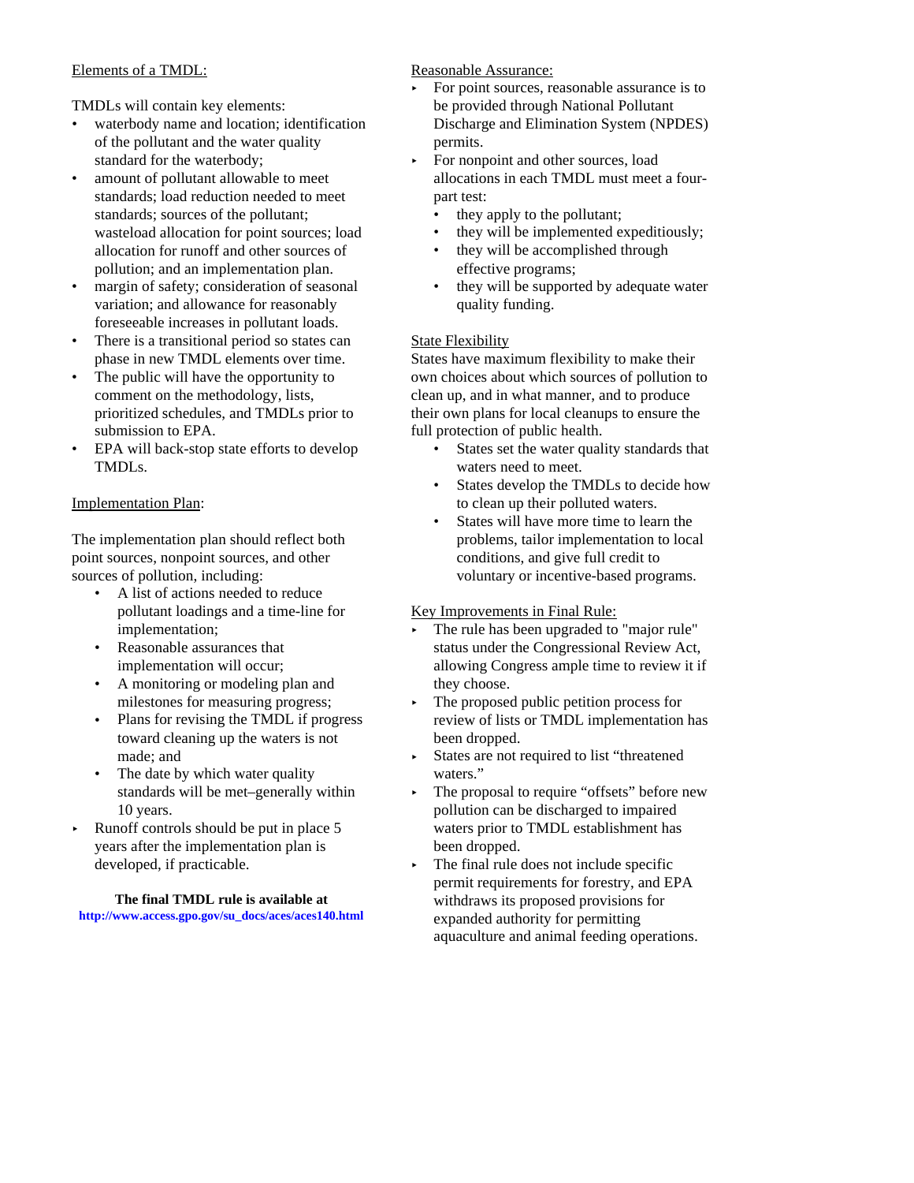Elements of a TMDL:

TMDLs will contain key elements:

- waterbody name and location; identification of the pollutant and the water quality standard for the waterbody;
- amount of pollutant allowable to meet standards; load reduction needed to meet standards; sources of the pollutant; wasteload allocation for point sources; load allocation for runoff and other sources of pollution; and an implementation plan.
- margin of safety; consideration of seasonal variation; and allowance for reasonably foreseeable increases in pollutant loads.
- There is a transitional period so states can phase in new TMDL elements over time.
- The public will have the opportunity to comment on the methodology, lists, prioritized schedules, and TMDLs prior to submission to EPA.
- EPA will back-stop state efforts to develop TMDLs.

Implementation Plan:

The implementation plan should reflect both point sources, nonpoint sources, and other sources of pollution, including:

- A list of actions needed to reduce pollutant loadings and a time-line for implementation;
- Reasonable assurances that implementation will occur;
- A monitoring or modeling plan and milestones for measuring progress;
- Plans for revising the TMDL if progress toward cleaning up the waters is not made; and
- The date by which water quality standards will be met–generally within 10 years.

- Runoff controls should be put in place 5 years after the implementation plan is developed, if practicable.

**The final TMDL rule is available at**
**http://www.access.gpo.gov/su_docs/aces/aces140.html**

Reasonable Assurance:

- For point sources, reasonable assurance is to be provided through National Pollutant Discharge and Elimination System (NPDES) permits.
- For nonpoint and other sources, load allocations in each TMDL must meet a four-part test:
  - they apply to the pollutant;
  - they will be implemented expeditiously;
  - they will be accomplished through effective programs;
  - they will be supported by adequate water quality funding.

State Flexibility

States have maximum flexibility to make their own choices about which sources of pollution to clean up, and in what manner, and to produce their own plans for local cleanups to ensure the full protection of public health.

- States set the water quality standards that waters need to meet.
- States develop the TMDLs to decide how to clean up their polluted waters.
- States will have more time to learn the problems, tailor implementation to local conditions, and give full credit to voluntary or incentive-based programs.

Key Improvements in Final Rule:

- The rule has been upgraded to "major rule" status under the Congressional Review Act, allowing Congress ample time to review it if they choose.
- The proposed public petition process for review of lists or TMDL implementation has been dropped.
- States are not required to list "threatened waters."
- The proposal to require "offsets" before new pollution can be discharged to impaired waters prior to TMDL establishment has been dropped.
- The final rule does not include specific permit requirements for forestry, and EPA withdraws its proposed provisions for expanded authority for permitting aquaculture and animal feeding operations.